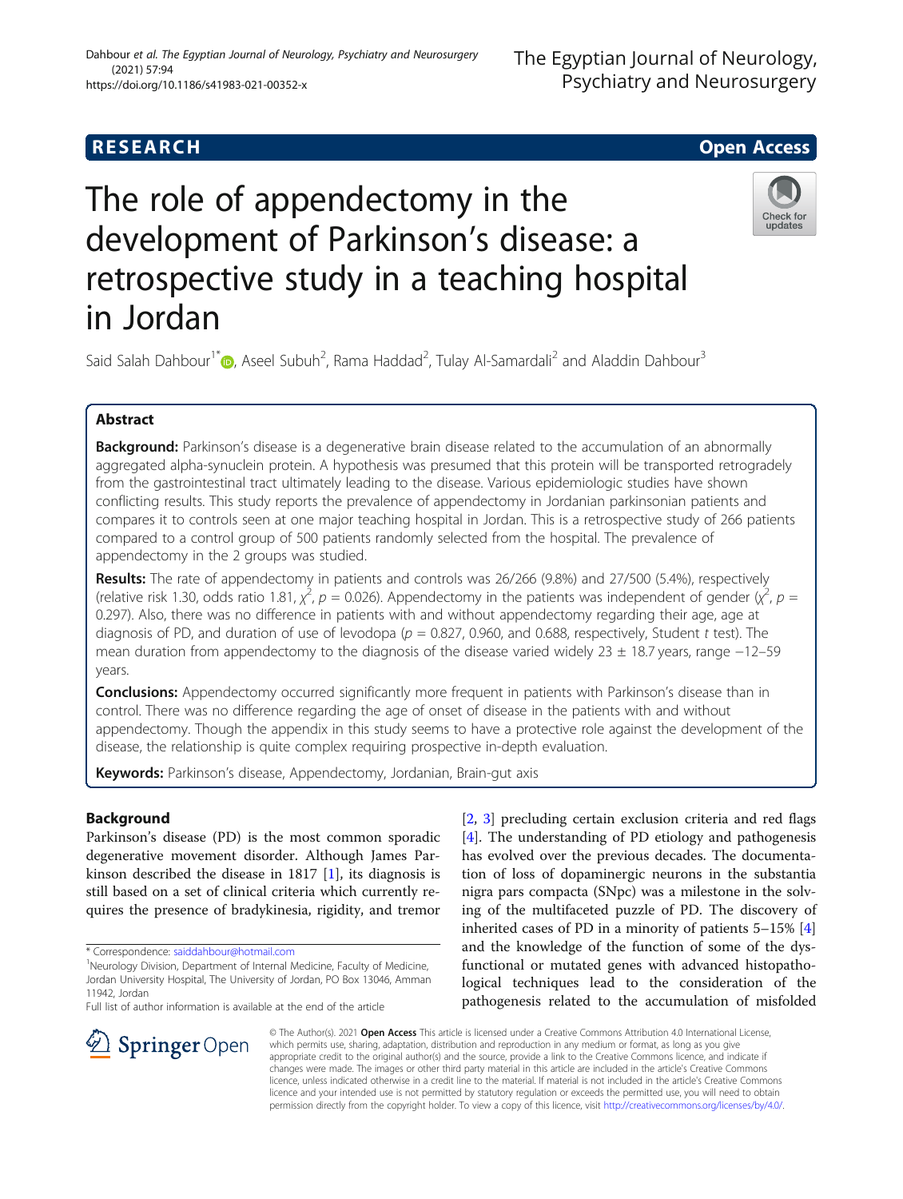RESEARCH Open Access

# The role of appendectomy in the development of Parkinson's disease: a retrospective study in a teaching hospital in Jordan

Said Salah Dahbour[1*], Aseel Subuh[2], Rama Haddad[2], Tulay Al-Samardali[2] and Aladdin Dahbour[3]

## Abstract

**Background:** Parkinson's disease is a degenerative brain disease related to the accumulation of an abnormally aggregated alpha-synuclein protein. A hypothesis was presumed that this protein will be transported retrogradely from the gastrointestinal tract ultimately leading to the disease. Various epidemiologic studies have shown conflicting results. This study reports the prevalence of appendectomy in Jordanian parkinsonian patients and compares it to controls seen at one major teaching hospital in Jordan. This is a retrospective study of 266 patients compared to a control group of 500 patients randomly selected from the hospital. The prevalence of appendectomy in the 2 groups was studied.

**Results:** The rate of appendectomy in patients and controls was 26/266 (9.8%) and 27/500 (5.4%), respectively (relative risk 1.30, odds ratio 1.81, $\chi^2$, $p = 0.026$). Appendectomy in the patients was independent of gender ($\chi^2$, $p = 0.297$). Also, there was no difference in patients with and without appendectomy regarding their age, age at diagnosis of PD, and duration of use of levodopa ($p = 0.827$, 0.960, and 0.688, respectively, Student *t* test). The mean duration from appendectomy to the diagnosis of the disease varied widely 23 ± 18.7 years, range −12–59 years.

**Conclusions:** Appendectomy occurred significantly more frequent in patients with Parkinson's disease than in control. There was no difference regarding the age of onset of disease in the patients with and without appendectomy. Though the appendix in this study seems to have a protective role against the development of the disease, the relationship is quite complex requiring prospective in-depth evaluation.

**Keywords:** Parkinson's disease, Appendectomy, Jordanian, Brain-gut axis

## Background

Parkinson's disease (PD) is the most common sporadic degenerative movement disorder. Although James Parkinson described the disease in 1817 [1], its diagnosis is still based on a set of clinical criteria which currently requires the presence of bradykinesia, rigidity, and tremor [2, 3] precluding certain exclusion criteria and red flags [4]. The understanding of PD etiology and pathogenesis has evolved over the previous decades. The documentation of loss of dopaminergic neurons in the substantia nigra pars compacta (SNpc) was a milestone in the solving of the multifaceted puzzle of PD. The discovery of inherited cases of PD in a minority of patients 5–15% [4] and the knowledge of the function of some of the dysfunctional or mutated genes with advanced histopathological techniques lead to the consideration of the pathogenesis related to the accumulation of misfolded

\* Correspondence: saiddahbour@hotmail.com

[1]Neurology Division, Department of Internal Medicine, Faculty of Medicine, Jordan University Hospital, The University of Jordan, PO Box 13046, Amman 11942, Jordan

Full list of author information is available at the end of the article

© The Author(s). 2021 **Open Access** This article is licensed under a Creative Commons Attribution 4.0 International License, which permits use, sharing, adaptation, distribution and reproduction in any medium or format, as long as you give appropriate credit to the original author(s) and the source, provide a link to the Creative Commons licence, and indicate if changes were made. The images or other third party material in this article are included in the article's Creative Commons licence, unless indicated otherwise in a credit line to the material. If material is not included in the article's Creative Commons licence and your intended use is not permitted by statutory regulation or exceeds the permitted use, you will need to obtain permission directly from the copyright holder. To view a copy of this licence, visit http://creativecommons.org/licenses/by/4.0/.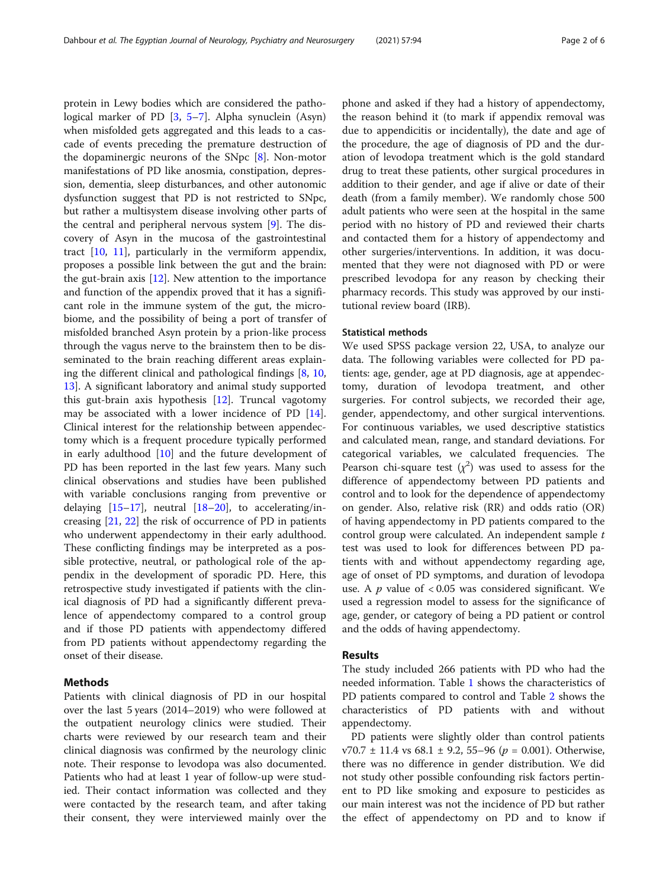protein in Lewy bodies which are considered the pathological marker of PD [3, 5–7]. Alpha synuclein (Asyn) when misfolded gets aggregated and this leads to a cascade of events preceding the premature destruction of the dopaminergic neurons of the SNpc [8]. Non-motor manifestations of PD like anosmia, constipation, depression, dementia, sleep disturbances, and other autonomic dysfunction suggest that PD is not restricted to SNpc, but rather a multisystem disease involving other parts of the central and peripheral nervous system [9]. The discovery of Asyn in the mucosa of the gastrointestinal tract [10, 11], particularly in the vermiform appendix, proposes a possible link between the gut and the brain: the gut-brain axis [12]. New attention to the importance and function of the appendix proved that it has a significant role in the immune system of the gut, the microbiome, and the possibility of being a port of transfer of misfolded branched Asyn protein by a prion-like process through the vagus nerve to the brainstem then to be disseminated to the brain reaching different areas explaining the different clinical and pathological findings [8, 10, 13]. A significant laboratory and animal study supported this gut-brain axis hypothesis [12]. Truncal vagotomy may be associated with a lower incidence of PD [14]. Clinical interest for the relationship between appendectomy which is a frequent procedure typically performed in early adulthood [10] and the future development of PD has been reported in the last few years. Many such clinical observations and studies have been published with variable conclusions ranging from preventive or delaying [15–17], neutral [18–20], to accelerating/increasing [21, 22] the risk of occurrence of PD in patients who underwent appendectomy in their early adulthood. These conflicting findings may be interpreted as a possible protective, neutral, or pathological role of the appendix in the development of sporadic PD. Here, this retrospective study investigated if patients with the clinical diagnosis of PD had a significantly different prevalence of appendectomy compared to a control group and if those PD patients with appendectomy differed from PD patients without appendectomy regarding the onset of their disease.

## Methods

Patients with clinical diagnosis of PD in our hospital over the last 5 years (2014–2019) who were followed at the outpatient neurology clinics were studied. Their charts were reviewed by our research team and their clinical diagnosis was confirmed by the neurology clinic note. Their response to levodopa was also documented. Patients who had at least 1 year of follow-up were studied. Their contact information was collected and they were contacted by the research team, and after taking their consent, they were interviewed mainly over the phone and asked if they had a history of appendectomy, the reason behind it (to mark if appendix removal was due to appendicitis or incidentally), the date and age of the procedure, the age of diagnosis of PD and the duration of levodopa treatment which is the gold standard drug to treat these patients, other surgical procedures in addition to their gender, and age if alive or date of their death (from a family member). We randomly chose 500 adult patients who were seen at the hospital in the same period with no history of PD and reviewed their charts and contacted them for a history of appendectomy and other surgeries/interventions. In addition, it was documented that they were not diagnosed with PD or were prescribed levodopa for any reason by checking their pharmacy records. This study was approved by our institutional review board (IRB).

### Statistical methods

We used SPSS package version 22, USA, to analyze our data. The following variables were collected for PD patients: age, gender, age at PD diagnosis, age at appendectomy, duration of levodopa treatment, and other surgeries. For control subjects, we recorded their age, gender, appendectomy, and other surgical interventions. For continuous variables, we used descriptive statistics and calculated mean, range, and standard deviations. For categorical variables, we calculated frequencies. The Pearson chi-square test ($\chi^2$) was used to assess for the difference of appendectomy between PD patients and control and to look for the dependence of appendectomy on gender. Also, relative risk (RR) and odds ratio (OR) of having appendectomy in PD patients compared to the control group were calculated. An independent sample *t* test was used to look for differences between PD patients with and without appendectomy regarding age, age of onset of PD symptoms, and duration of levodopa use. A *p* value of < 0.05 was considered significant. We used a regression model to assess for the significance of age, gender, or category of being a PD patient or control and the odds of having appendectomy.

## Results

The study included 266 patients with PD who had the needed information. Table 1 shows the characteristics of PD patients compared to control and Table 2 shows the characteristics of PD patients with and without appendectomy.

PD patients were slightly older than control patients v70.7 ± 11.4 vs 68.1 ± 9.2, 55–96 ($p$ = 0.001). Otherwise, there was no difference in gender distribution. We did not study other possible confounding risk factors pertinent to PD like smoking and exposure to pesticides as our main interest was not the incidence of PD but rather the effect of appendectomy on PD and to know if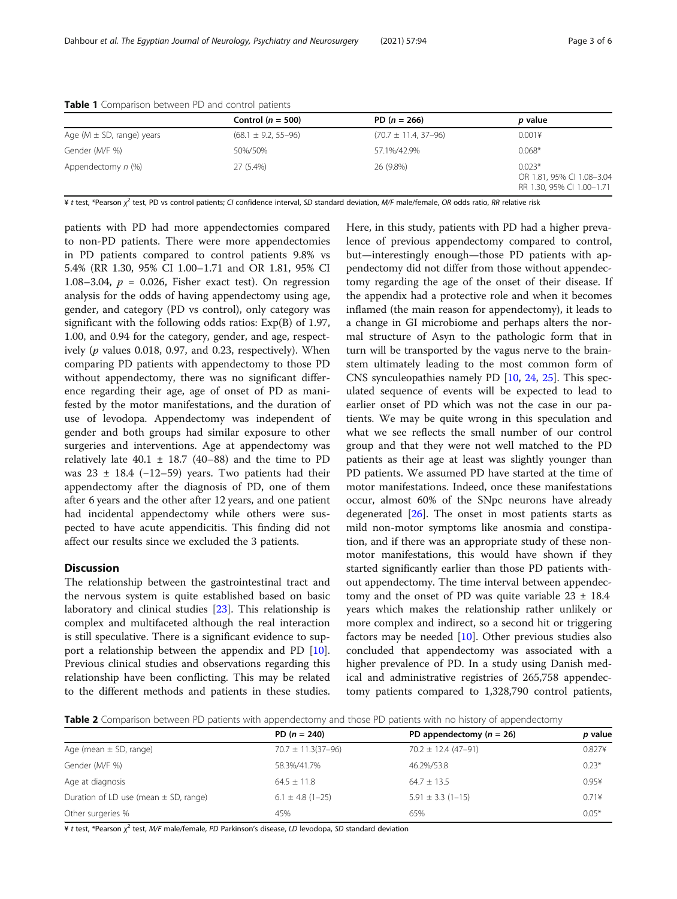**Table 1** Comparison between PD and control patients

| | Control ($n$ = 500) | PD ($n$ = 266) | $p$ value |
|---|---|---|---|
| Age (M ± SD, range) years | (68.1 ± 9.2, 55–96) | (70.7 ± 11.4, 37–96) | 0.001¥ |
| Gender (M/F %) | 50%/50% | 57.1%/42.9% | 0.068* |
| Appendectomy $n$ (%) | 27 (5.4%) | 26 (9.8%) | 0.023* OR 1.81, 95% CI 1.08–3.04 RR 1.30, 95% CI 1.00–1.71 |

¥ $t$ test, *Pearson $\chi^2$ test, PD vs control patients; *CI* confidence interval, *SD* standard deviation, *M/F* male/female, *OR* odds ratio, *RR* relative risk

patients with PD had more appendectomies compared to non-PD patients. There were more appendectomies in PD patients compared to control patients 9.8% vs 5.4% (RR 1.30, 95% CI 1.00–1.71 and OR 1.81, 95% CI 1.08–3.04, $p$ = 0.026, Fisher exact test). On regression analysis for the odds of having appendectomy using age, gender, and category (PD vs control), only category was significant with the following odds ratios: Exp(B) of 1.97, 1.00, and 0.94 for the category, gender, and age, respectively ($p$ values 0.018, 0.97, and 0.23, respectively). When comparing PD patients with appendectomy to those PD without appendectomy, there was no significant difference regarding their age, age of onset of PD as manifested by the motor manifestations, and the duration of use of levodopa. Appendectomy was independent of gender and both groups had similar exposure to other surgeries and interventions. Age at appendectomy was relatively late 40.1 ± 18.7 (40–88) and the time to PD was 23 ± 18.4 (−12–59) years. Two patients had their appendectomy after the diagnosis of PD, one of them after 6 years and the other after 12 years, and one patient had incidental appendectomy while others were suspected to have acute appendicitis. This finding did not affect our results since we excluded the 3 patients.

## Discussion

The relationship between the gastrointestinal tract and the nervous system is quite established based on basic laboratory and clinical studies [23]. This relationship is complex and multifaceted although the real interaction is still speculative. There is a significant evidence to support a relationship between the appendix and PD [10]. Previous clinical studies and observations regarding this relationship have been conflicting. This may be related to the different methods and patients in these studies. Here, in this study, patients with PD had a higher prevalence of previous appendectomy compared to control, but—interestingly enough—those PD patients with appendectomy did not differ from those without appendectomy regarding the age of the onset of their disease. If the appendix had a protective role and when it becomes inflamed (the main reason for appendectomy), it leads to a change in GI microbiome and perhaps alters the normal structure of Asyn to the pathologic form that in turn will be transported by the vagus nerve to the brainstem ultimately leading to the most common form of CNS synculeopathies namely PD [10, 24, 25]. This speculated sequence of events will be expected to lead to earlier onset of PD which was not the case in our patients. We may be quite wrong in this speculation and what we see reflects the small number of our control group and that they were not well matched to the PD patients as their age at least was slightly younger than PD patients. We assumed PD have started at the time of motor manifestations. Indeed, once these manifestations occur, almost 60% of the SNpc neurons have already degenerated [26]. The onset in most patients starts as mild non-motor symptoms like anosmia and constipation, and if there was an appropriate study of these non-motor manifestations, this would have shown if they started significantly earlier than those PD patients without appendectomy. The time interval between appendectomy and the onset of PD was quite variable 23 ± 18.4 years which makes the relationship rather unlikely or more complex and indirect, so a second hit or triggering factors may be needed [10]. Other previous studies also concluded that appendectomy was associated with a higher prevalence of PD. In a study using Danish medical and administrative registries of 265,758 appendectomy patients compared to 1,328,790 control patients,

**Table 2** Comparison between PD patients with appendectomy and those PD patients with no history of appendectomy

| | PD ($n$ = 240) | PD appendectomy ($n$ = 26) | $p$ value |
|---|---|---|---|
| Age (mean ± SD, range) | 70.7 ± 11.3(37–96) | 70.2 ± 12.4 (47–91) | 0.827¥ |
| Gender (M/F %) | 58.3%/41.7% | 46.2%/53.8 | 0.23* |
| Age at diagnosis | 64.5 ± 11.8 | 64.7 ± 13.5 | 0.95¥ |
| Duration of LD use (mean ± SD, range) | 6.1 ± 4.8 (1–25) | 5.91 ± 3.3 (1–15) | 0.71¥ |
| Other surgeries % | 45% | 65% | 0.05* |

¥ $t$ test, *Pearson $\chi^2$ test, *M/F* male/female, *PD* Parkinson's disease, *LD* levodopa, *SD* standard deviation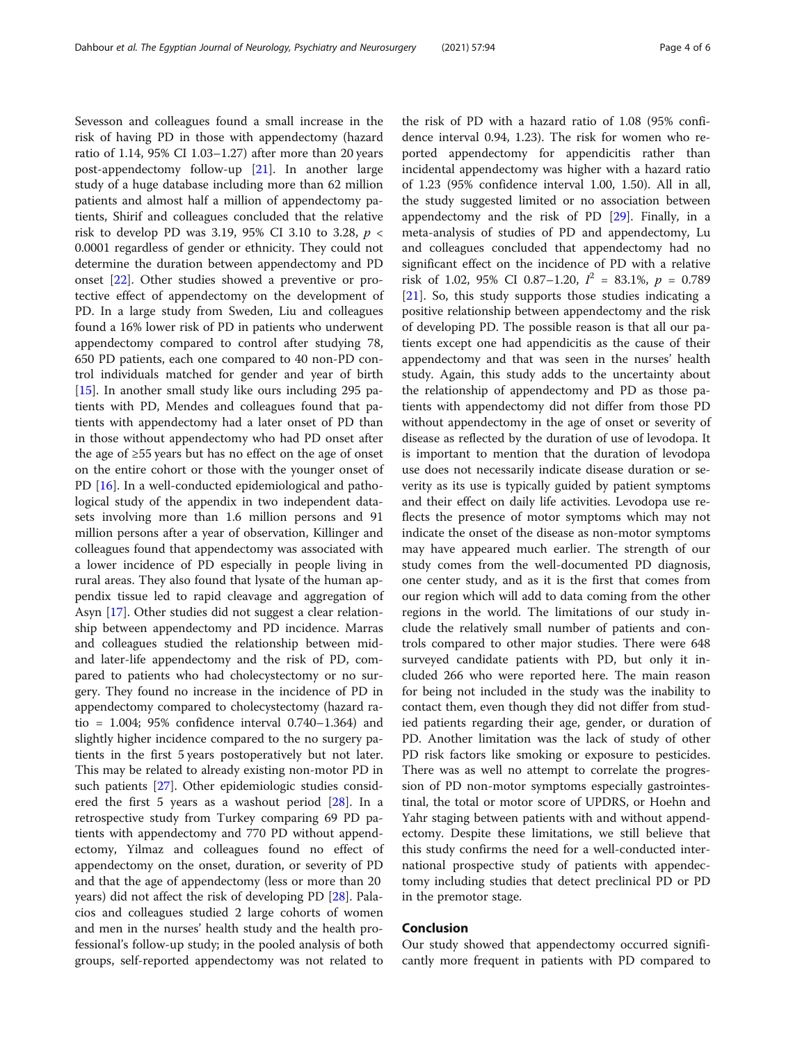Sevesson and colleagues found a small increase in the risk of having PD in those with appendectomy (hazard ratio of 1.14, 95% CI 1.03–1.27) after more than 20 years post-appendectomy follow-up [21]. In another large study of a huge database including more than 62 million patients and almost half a million of appendectomy patients, Shirif and colleagues concluded that the relative risk to develop PD was 3.19, 95% CI 3.10 to 3.28, $p < 0.0001$ regardless of gender or ethnicity. They could not determine the duration between appendectomy and PD onset [22]. Other studies showed a preventive or protective effect of appendectomy on the development of PD. In a large study from Sweden, Liu and colleagues found a 16% lower risk of PD in patients who underwent appendectomy compared to control after studying 78, 650 PD patients, each one compared to 40 non-PD control individuals matched for gender and year of birth [15]. In another small study like ours including 295 patients with PD, Mendes and colleagues found that patients with appendectomy had a later onset of PD than in those without appendectomy who had PD onset after the age of ≥55 years but has no effect on the age of onset on the entire cohort or those with the younger onset of PD [16]. In a well-conducted epidemiological and pathological study of the appendix in two independent datasets involving more than 1.6 million persons and 91 million persons after a year of observation, Killinger and colleagues found that appendectomy was associated with a lower incidence of PD especially in people living in rural areas. They also found that lysate of the human appendix tissue led to rapid cleavage and aggregation of Asyn [17]. Other studies did not suggest a clear relationship between appendectomy and PD incidence. Marras and colleagues studied the relationship between mid- and later-life appendectomy and the risk of PD, compared to patients who had cholecystectomy or no surgery. They found no increase in the incidence of PD in appendectomy compared to cholecystectomy (hazard ratio = 1.004; 95% confidence interval 0.740–1.364) and slightly higher incidence compared to the no surgery patients in the first 5 years postoperatively but not later. This may be related to already existing non-motor PD in such patients [27]. Other epidemiologic studies considered the first 5 years as a washout period [28]. In a retrospective study from Turkey comparing 69 PD patients with appendectomy and 770 PD without appendectomy, Yilmaz and colleagues found no effect of appendectomy on the onset, duration, or severity of PD and that the age of appendectomy (less or more than 20 years) did not affect the risk of developing PD [28]. Palacios and colleagues studied 2 large cohorts of women and men in the nurses' health study and the health professional's follow-up study; in the pooled analysis of both groups, self-reported appendectomy was not related to the risk of PD with a hazard ratio of 1.08 (95% confidence interval 0.94, 1.23). The risk for women who reported appendectomy for appendicitis rather than incidental appendectomy was higher with a hazard ratio of 1.23 (95% confidence interval 1.00, 1.50). All in all, the study suggested limited or no association between appendectomy and the risk of PD [29]. Finally, in a meta-analysis of studies of PD and appendectomy, Lu and colleagues concluded that appendectomy had no significant effect on the incidence of PD with a relative risk of 1.02, 95% CI 0.87–1.20, $I^2$ = 83.1%, $p$ = 0.789 [21]. So, this study supports those studies indicating a positive relationship between appendectomy and the risk of developing PD. The possible reason is that all our patients except one had appendicitis as the cause of their appendectomy and that was seen in the nurses' health study. Again, this study adds to the uncertainty about the relationship of appendectomy and PD as those patients with appendectomy did not differ from those PD without appendectomy in the age of onset or severity of disease as reflected by the duration of use of levodopa. It is important to mention that the duration of levodopa use does not necessarily indicate disease duration or severity as its use is typically guided by patient symptoms and their effect on daily life activities. Levodopa use reflects the presence of motor symptoms which may not indicate the onset of the disease as non-motor symptoms may have appeared much earlier. The strength of our study comes from the well-documented PD diagnosis, one center study, and as it is the first that comes from our region which will add to data coming from the other regions in the world. The limitations of our study include the relatively small number of patients and controls compared to other major studies. There were 648 surveyed candidate patients with PD, but only it included 266 who were reported here. The main reason for being not included in the study was the inability to contact them, even though they did not differ from studied patients regarding their age, gender, or duration of PD. Another limitation was the lack of study of other PD risk factors like smoking or exposure to pesticides. There was as well no attempt to correlate the progression of PD non-motor symptoms especially gastrointestinal, the total or motor score of UPDRS, or Hoehn and Yahr staging between patients with and without appendectomy. Despite these limitations, we still believe that this study confirms the need for a well-conducted international prospective study of patients with appendectomy including studies that detect preclinical PD or PD in the premotor stage.

## Conclusion

Our study showed that appendectomy occurred significantly more frequent in patients with PD compared to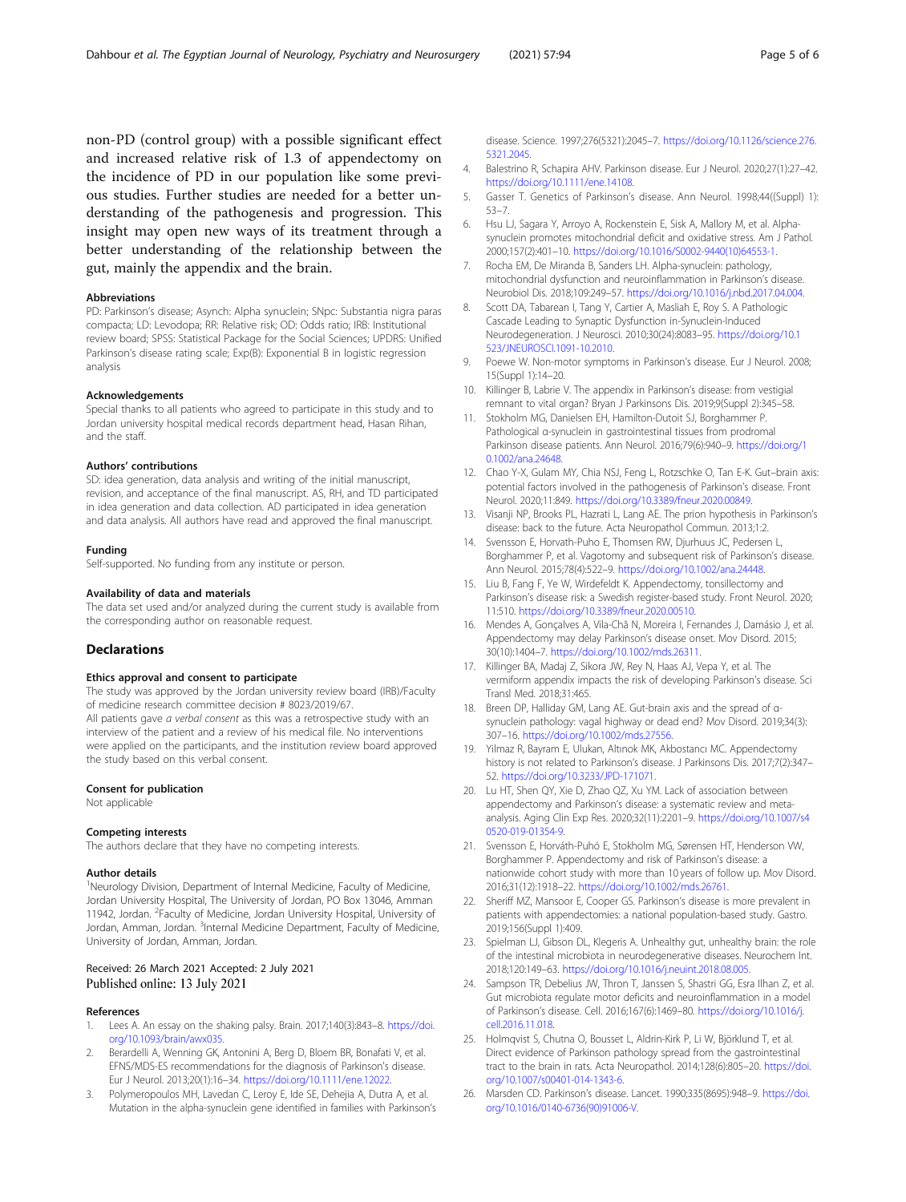non-PD (control group) with a possible significant effect and increased relative risk of 1.3 of appendectomy on the incidence of PD in our population like some previous studies. Further studies are needed for a better understanding of the pathogenesis and progression. This insight may open new ways of its treatment through a better understanding of the relationship between the gut, mainly the appendix and the brain.

#### Abbreviations

PD: Parkinson's disease; Asynch: Alpha synuclein; SNpc: Substantia nigra paras compacta; LD: Levodopa; RR: Relative risk; OD: Odds ratio; IRB: Institutional review board; SPSS: Statistical Package for the Social Sciences; UPDRS: Unified Parkinson's disease rating scale; Exp(B): Exponential B in logistic regression analysis

#### Acknowledgements

Special thanks to all patients who agreed to participate in this study and to Jordan university hospital medical records department head, Hasan Rihan, and the staff.

#### Authors' contributions

SD: idea generation, data analysis and writing of the initial manuscript, revision, and acceptance of the final manuscript. AS, RH, and TD participated in idea generation and data collection. AD participated in idea generation and data analysis. All authors have read and approved the final manuscript.

#### Funding

Self-supported. No funding from any institute or person.

#### Availability of data and materials

The data set used and/or analyzed during the current study is available from the corresponding author on reasonable request.

## Declarations

#### Ethics approval and consent to participate

The study was approved by the Jordan university review board (IRB)/Faculty of medicine research committee decision # 8023/2019/67.

All patients gave *a verbal consent* as this was a retrospective study with an interview of the patient and a review of his medical file. No interventions were applied on the participants, and the institution review board approved the study based on this verbal consent.

#### Consent for publication

Not applicable

#### Competing interests

The authors declare that they have no competing interests.

#### Author details

[1]Neurology Division, Department of Internal Medicine, Faculty of Medicine, Jordan University Hospital, The University of Jordan, PO Box 13046, Amman 11942, Jordan. [2]Faculty of Medicine, Jordan University Hospital, University of Jordan, Amman, Jordan. [3]Internal Medicine Department, Faculty of Medicine, University of Jordan, Amman, Jordan.

Received: 26 March 2021 Accepted: 2 July 2021
Published online: 13 July 2021

#### References

1. Lees A. An essay on the shaking palsy. Brain. 2017;140(3):843–8. https://doi.org/10.1093/brain/awx035.
2. Berardelli A, Wenning GK, Antonini A, Berg D, Bloem BR, Bonafati V, et al. EFNS/MDS-ES recommendations for the diagnosis of Parkinson's disease. Eur J Neurol. 2013;20(1):16–34. https://doi.org/10.1111/ene.12022.
3. Polymeropoulos MH, Lavedan C, Leroy E, Ide SE, Dehejia A, Dutra A, et al. Mutation in the alpha-synuclein gene identified in families with Parkinson's disease. Science. 1997;276(5321):2045–7. https://doi.org/10.1126/science.276.5321.2045.
4. Balestrino R, Schapira AHV. Parkinson disease. Eur J Neurol. 2020;27(1):27–42. https://doi.org/10.1111/ene.14108.
5. Gasser T. Genetics of Parkinson's disease. Ann Neurol. 1998;44((Suppl) 1):53–7.
6. Hsu LJ, Sagara Y, Arroyo A, Rockenstein E, Sisk A, Mallory M, et al. Alpha-synuclein promotes mitochondrial deficit and oxidative stress. Am J Pathol. 2000;157(2):401–10. https://doi.org/10.1016/S0002-9440(10)64553-1.
7. Rocha EM, De Miranda B, Sanders LH. Alpha-synuclein: pathology, mitochondrial dysfunction and neuroinflammation in Parkinson's disease. Neurobiol Dis. 2018;109:249–57. https://doi.org/10.1016/j.nbd.2017.04.004.
8. Scott DA, Tabarean I, Tang Y, Cartier A, Masliah E, Roy S. A Pathologic Cascade Leading to Synaptic Dysfunction in-Synuclein-Induced Neurodegeneration. J Neurosci. 2010;30(24):8083–95. https://doi.org/10.1523/JNEUROSCI.1091-10.2010.
9. Poewe W. Non-motor symptoms in Parkinson's disease. Eur J Neurol. 2008;15(Suppl 1):14–20.
10. Killinger B, Labrie V. The appendix in Parkinson's disease: from vestigial remnant to vital organ? Bryan J Parkinsons Dis. 2019;9(Suppl 2):345–58.
11. Stokholm MG, Danielsen EH, Hamilton-Dutoit SJ, Borghammer P. Pathological α-synuclein in gastrointestinal tissues from prodromal Parkinson disease patients. Ann Neurol. 2016;79(6):940–9. https://doi.org/10.1002/ana.24648.
12. Chao Y-X, Gulam MY, Chia NSJ, Feng L, Rotzschke O, Tan E-K. Gut–brain axis: potential factors involved in the pathogenesis of Parkinson's disease. Front Neurol. 2020;11:849. https://doi.org/10.3389/fneur.2020.00849.
13. Visanji NP, Brooks PL, Hazrati L, Lang AE. The prion hypothesis in Parkinson's disease: back to the future. Acta Neuropathol Commun. 2013;1:2.
14. Svensson E, Horvath-Puho E, Thomsen RW, Djurhuus JC, Pedersen L, Borghammer P, et al. Vagotomy and subsequent risk of Parkinson's disease. Ann Neurol. 2015;78(4):522–9. https://doi.org/10.1002/ana.24448.
15. Liu B, Fang F, Ye W, Wirdefeldt K. Appendectomy, tonsillectomy and Parkinson's disease risk: a Swedish register-based study. Front Neurol. 2020;11:510. https://doi.org/10.3389/fneur.2020.00510.
16. Mendes A, Gonçalves A, Vila-Chã N, Moreira I, Fernandes J, Damásio J, et al. Appendectomy may delay Parkinson's disease onset. Mov Disord. 2015;30(10):1404–7. https://doi.org/10.1002/mds.26311.
17. Killinger BA, Madaj Z, Sikora JW, Rey N, Haas AJ, Vepa Y, et al. The vermiform appendix impacts the risk of developing Parkinson's disease. Sci Transl Med. 2018;31:465.
18. Breen DP, Halliday GM, Lang AE. Gut-brain axis and the spread of α-synuclein pathology: vagal highway or dead end? Mov Disord. 2019;34(3):307–16. https://doi.org/10.1002/mds.27556.
19. Yilmaz R, Bayram E, Ulukan, Altınok MK, Akbostancı MC. Appendectomy history is not related to Parkinson's disease. J Parkinsons Dis. 2017;7(2):347–52. https://doi.org/10.3233/JPD-171071.
20. Lu HT, Shen QY, Xie D, Zhao QZ, Xu YM. Lack of association between appendectomy and Parkinson's disease: a systematic review and meta-analysis. Aging Clin Exp Res. 2020;32(11):2201–9. https://doi.org/10.1007/s40520-019-01354-9.
21. Svensson E, Horváth-Puhó E, Stokholm MG, Sørensen HT, Henderson VW, Borghammer P. Appendectomy and risk of Parkinson's disease: a nationwide cohort study with more than 10 years of follow up. Mov Disord. 2016;31(12):1918–22. https://doi.org/10.1002/mds.26761.
22. Sheriff MZ, Mansoor E, Cooper GS. Parkinson's disease is more prevalent in patients with appendectomies: a national population-based study. Gastro. 2019;156(Suppl 1):409.
23. Spielman LJ, Gibson DL, Klegeris A. Unhealthy gut, unhealthy brain: the role of the intestinal microbiota in neurodegenerative diseases. Neurochem Int. 2018;120:149–63. https://doi.org/10.1016/j.neuint.2018.08.005.
24. Sampson TR, Debelius JW, Thron T, Janssen S, Shastri GG, Esra Ilhan Z, et al. Gut microbiota regulate motor deficits and neuroinflammation in a model of Parkinson's disease. Cell. 2016;167(6):1469–80. https://doi.org/10.1016/j.cell.2016.11.018.
25. Holmqvist S, Chutna O, Bousset L, Aldrin-Kirk P, Li W, Björklund T, et al. Direct evidence of Parkinson pathology spread from the gastrointestinal tract to the brain in rats. Acta Neuropathol. 2014;128(6):805–20. https://doi.org/10.1007/s00401-014-1343-6.
26. Marsden CD. Parkinson's disease. Lancet. 1990;335(8695):948–9. https://doi.org/10.1016/0140-6736(90)91006-V.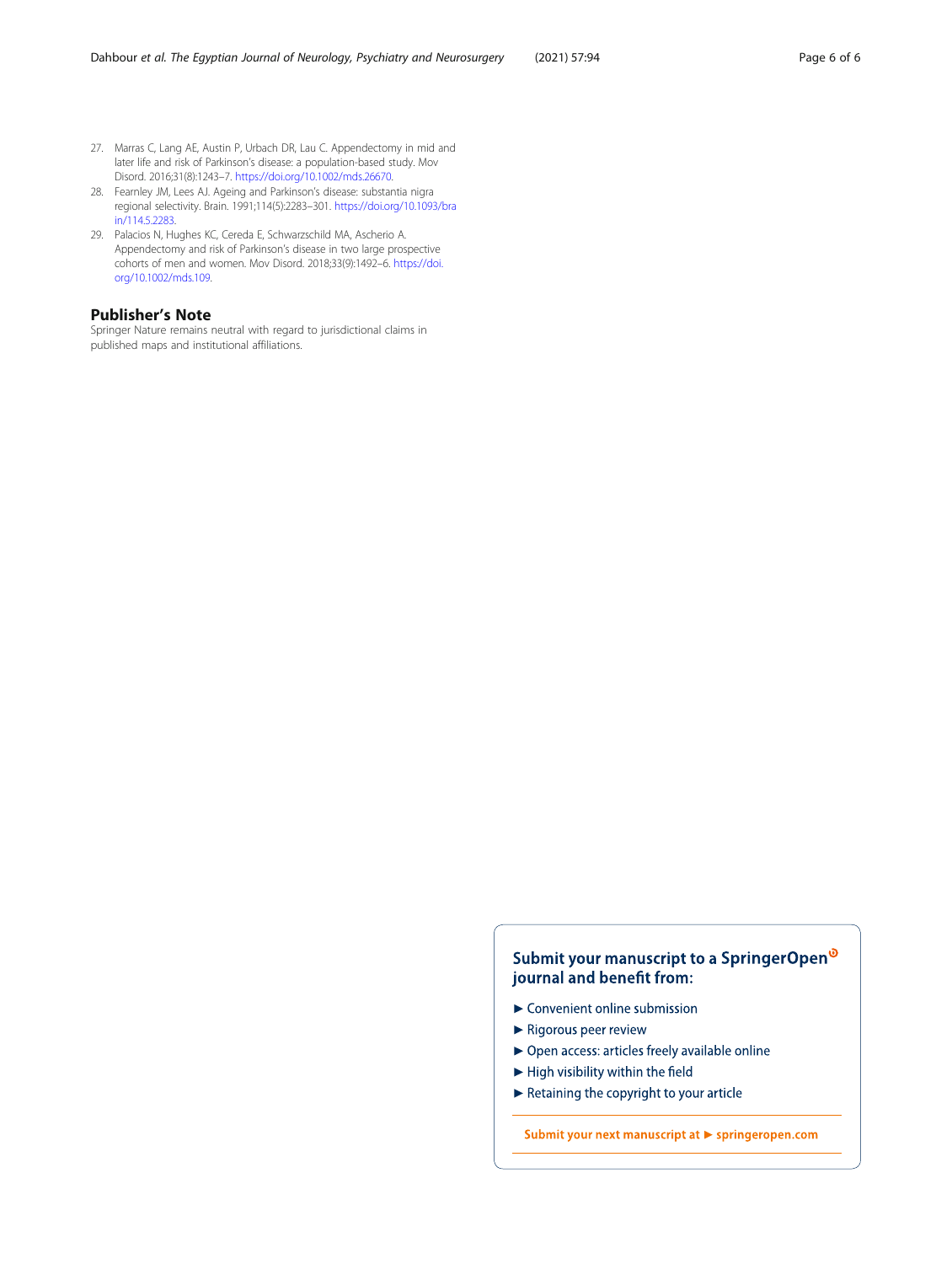27. Marras C, Lang AE, Austin P, Urbach DR, Lau C. Appendectomy in mid and later life and risk of Parkinson's disease: a population-based study. Mov Disord. 2016;31(8):1243–7. https://doi.org/10.1002/mds.26670.
28. Fearnley JM, Lees AJ. Ageing and Parkinson's disease: substantia nigra regional selectivity. Brain. 1991;114(5):2283–301. https://doi.org/10.1093/brain/114.5.2283.
29. Palacios N, Hughes KC, Cereda E, Schwarzschild MA, Ascherio A. Appendectomy and risk of Parkinson's disease in two large prospective cohorts of men and women. Mov Disord. 2018;33(9):1492–6. https://doi.org/10.1002/mds.109.

## Publisher's Note

Springer Nature remains neutral with regard to jurisdictional claims in published maps and institutional affiliations.

**Submit your manuscript to a SpringerOpen journal and benefit from:**

- ► Convenient online submission
- ► Rigorous peer review
- ► Open access: articles freely available online
- ► High visibility within the field
- ► Retaining the copyright to your article

**Submit your next manuscript at ► springeropen.com**